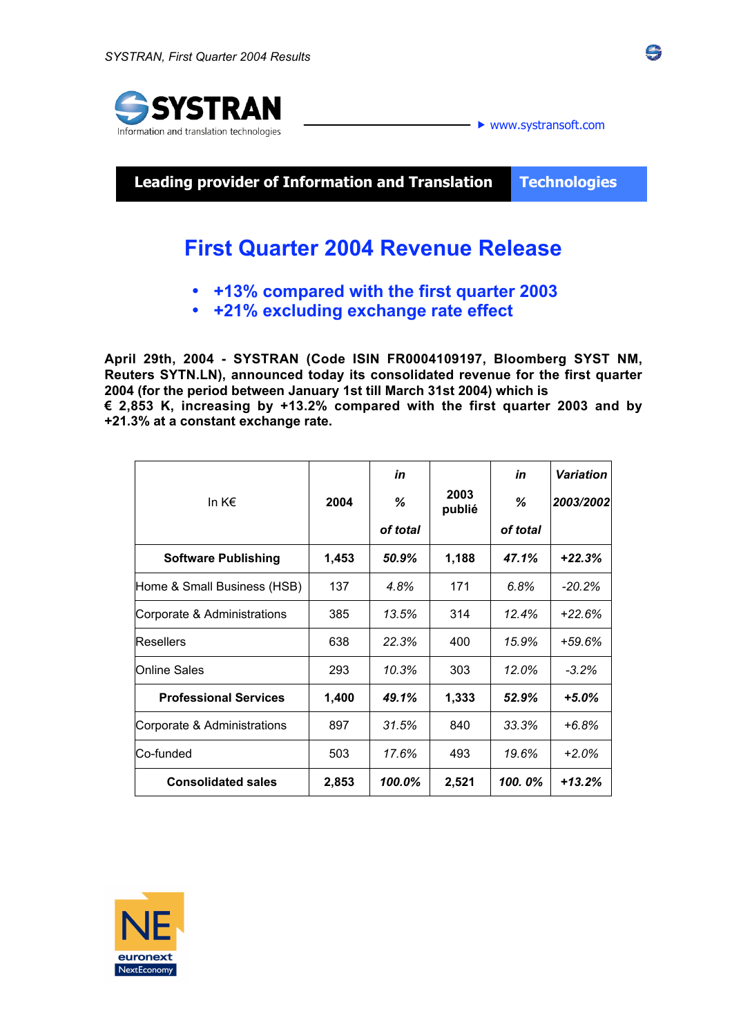SYSTRAN

Information and translation technologies

www.systransoft.com

**Leading provider of Information and Translation Technologies**

# First Quarter 2004 Revenue Release

- **+13% compared with the first quarter 2003**
- **+21% excluding exchange rate effect**

**April 29th, 2004 - SYSTRAN (Code ISIN FR0004109197, Bloomberg SYST NM, Reuters SYTN.LN), announced today its consolidated revenue for the first quarter 2004 (for the period between January 1st till March 31st 2004) which is € 2,853 K, increasing by +13.2% compared with the first quarter 2003 and by +21.3% at a constant exchange rate.**

| In K€ | 2004 | in % of total | 2003 publié | in % of total | Variation 2003/2002 |
|---|---|---|---|---|---|
| **Software Publishing** | **1,453** | ***50.9%*** | **1,188** | ***47.1%*** | ***+22.3%*** |
| Home & Small Business (HSB) | 137 | *4.8%* | 171 | *6.8%* | *-20.2%* |
| Corporate & Administrations | 385 | *13.5%* | 314 | *12.4%* | *+22.6%* |
| Resellers | 638 | *22.3%* | 400 | *15.9%* | *+59.6%* |
| Online Sales | 293 | *10.3%* | 303 | *12.0%* | *-3.2%* |
| **Professional Services** | **1,400** | ***49.1%*** | **1,333** | ***52.9%*** | ***+5.0%*** |
| Corporate & Administrations | 897 | *31.5%* | 840 | *33.3%* | *+6.8%* |
| Co-funded | 503 | *17.6%* | 493 | *19.6%* | *+2.0%* |
| **Consolidated sales** | **2,853** | ***100.0%*** | **2,521** | ***100. 0%*** | ***+13.2%*** |

NE euronext NextEconomy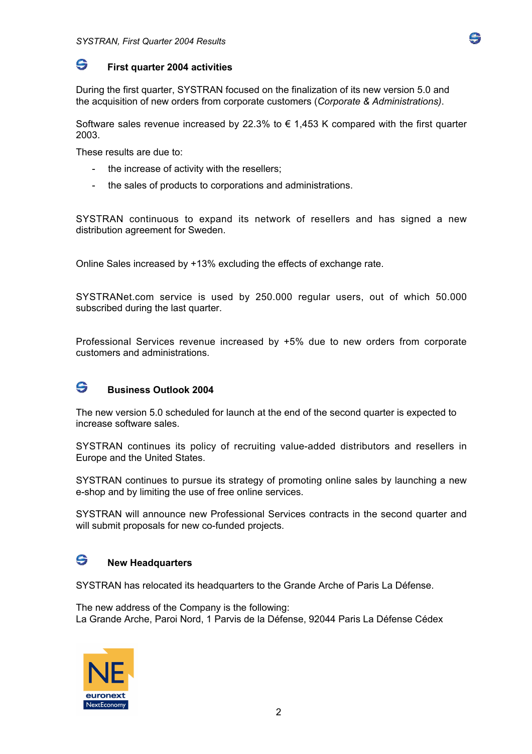## First quarter 2004 activities

During the first quarter, SYSTRAN focused on the finalization of its new version 5.0 and the acquisition of new orders from corporate customers (*Corporate & Administrations)*.

Software sales revenue increased by 22.3% to € 1,453 K compared with the first quarter 2003.

These results are due to:

- the increase of activity with the resellers;
- the sales of products to corporations and administrations.

SYSTRAN continuous to expand its network of resellers and has signed a new distribution agreement for Sweden.

Online Sales increased by +13% excluding the effects of exchange rate.

SYSTRANet.com service is used by 250.000 regular users, out of which 50.000 subscribed during the last quarter.

Professional Services revenue increased by +5% due to new orders from corporate customers and administrations.

## Business Outlook 2004

The new version 5.0 scheduled for launch at the end of the second quarter is expected to increase software sales.

SYSTRAN continues its policy of recruiting value-added distributors and resellers in Europe and the United States.

SYSTRAN continues to pursue its strategy of promoting online sales by launching a new e-shop and by limiting the use of free online services.

SYSTRAN will announce new Professional Services contracts in the second quarter and will submit proposals for new co-funded projects.

## New Headquarters

SYSTRAN has relocated its headquarters to the Grande Arche of Paris La Défense.

The new address of the Company is the following:
La Grande Arche, Paroi Nord, 1 Parvis de la Défense, 92044 Paris La Défense Cédex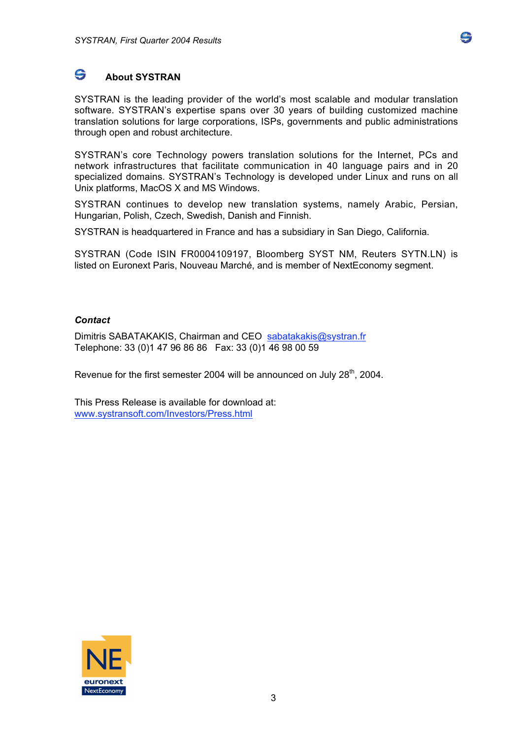## About SYSTRAN

SYSTRAN is the leading provider of the world's most scalable and modular translation software. SYSTRAN's expertise spans over 30 years of building customized machine translation solutions for large corporations, ISPs, governments and public administrations through open and robust architecture.

SYSTRAN's core Technology powers translation solutions for the Internet, PCs and network infrastructures that facilitate communication in 40 language pairs and in 20 specialized domains. SYSTRAN's Technology is developed under Linux and runs on all Unix platforms, MacOS X and MS Windows.

SYSTRAN continues to develop new translation systems, namely Arabic, Persian, Hungarian, Polish, Czech, Swedish, Danish and Finnish.

SYSTRAN is headquartered in France and has a subsidiary in San Diego, California.

SYSTRAN (Code ISIN FR0004109197, Bloomberg SYST NM, Reuters SYTN.LN) is listed on Euronext Paris, Nouveau Marché, and is member of NextEconomy segment.

***Contact***

Dimitris SABATAKAKIS, Chairman and CEO sabatakakis@systran.fr
Telephone: 33 (0)1 47 96 86 86 Fax: 33 (0)1 46 98 00 59

Revenue for the first semester 2004 will be announced on July 28th, 2004.

This Press Release is available for download at:
www.systransoft.com/Investors/Press.html

NE
euronext
NextEconomy